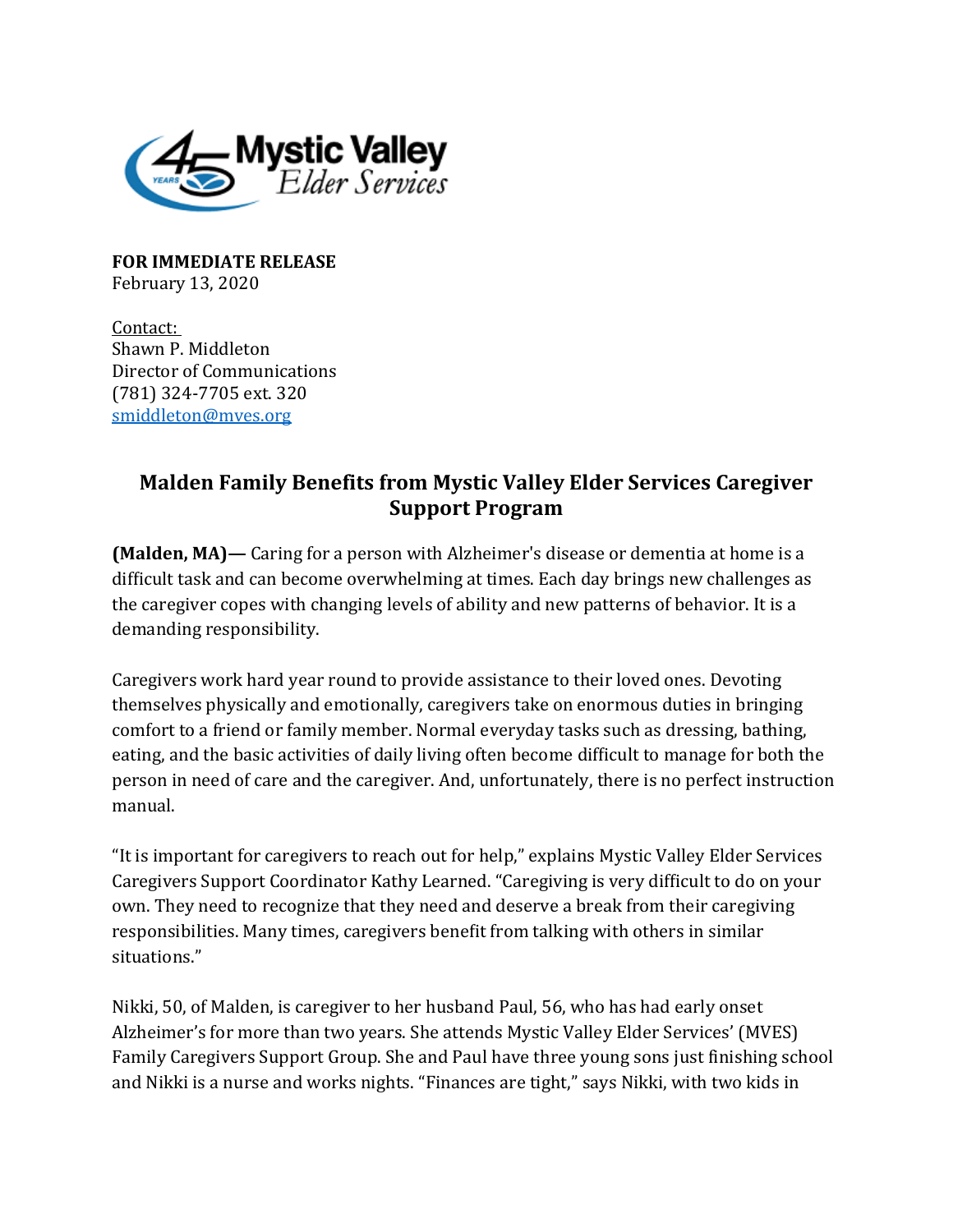**FOR IMMEDIATE RELEASE**
February 13, 2020

Contact:
Shawn P. Middleton
Director of Communications
(781) 324-7705 ext. 320
smiddleton@mves.org

## Malden Family Benefits from Mystic Valley Elder Services Caregiver Support Program

**(Malden, MA)—** Caring for a person with Alzheimer's disease or dementia at home is a difficult task and can become overwhelming at times. Each day brings new challenges as the caregiver copes with changing levels of ability and new patterns of behavior. It is a demanding responsibility.

Caregivers work hard year round to provide assistance to their loved ones. Devoting themselves physically and emotionally, caregivers take on enormous duties in bringing comfort to a friend or family member. Normal everyday tasks such as dressing, bathing, eating, and the basic activities of daily living often become difficult to manage for both the person in need of care and the caregiver. And, unfortunately, there is no perfect instruction manual.

"It is important for caregivers to reach out for help," explains Mystic Valley Elder Services Caregivers Support Coordinator Kathy Learned. "Caregiving is very difficult to do on your own. They need to recognize that they need and deserve a break from their caregiving responsibilities. Many times, caregivers benefit from talking with others in similar situations."

Nikki, 50, of Malden, is caregiver to her husband Paul, 56, who has had early onset Alzheimer's for more than two years. She attends Mystic Valley Elder Services' (MVES) Family Caregivers Support Group. She and Paul have three young sons just finishing school and Nikki is a nurse and works nights. "Finances are tight," says Nikki, with two kids in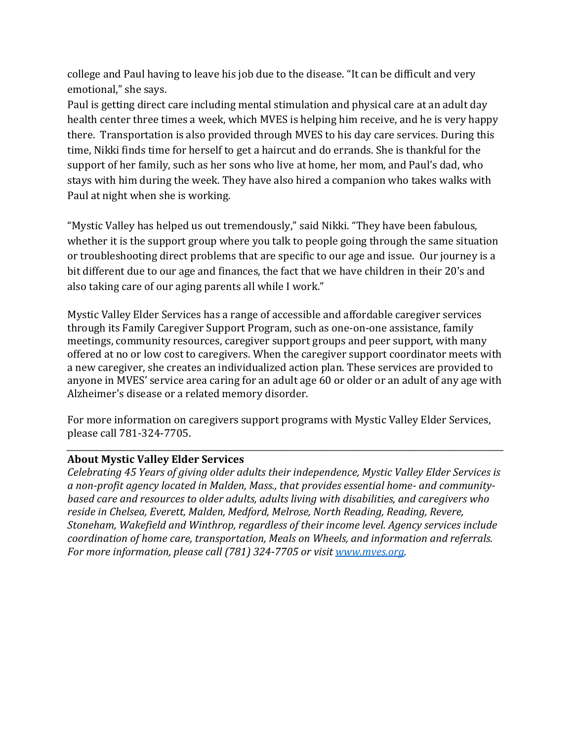college and Paul having to leave his job due to the disease. "It can be difficult and very emotional," she says.

Paul is getting direct care including mental stimulation and physical care at an adult day health center three times a week, which MVES is helping him receive, and he is very happy there. Transportation is also provided through MVES to his day care services. During this time, Nikki finds time for herself to get a haircut and do errands. She is thankful for the support of her family, such as her sons who live at home, her mom, and Paul's dad, who stays with him during the week. They have also hired a companion who takes walks with Paul at night when she is working.

"Mystic Valley has helped us out tremendously," said Nikki. "They have been fabulous, whether it is the support group where you talk to people going through the same situation or troubleshooting direct problems that are specific to our age and issue. Our journey is a bit different due to our age and finances, the fact that we have children in their 20's and also taking care of our aging parents all while I work."

Mystic Valley Elder Services has a range of accessible and affordable caregiver services through its Family Caregiver Support Program, such as one-on-one assistance, family meetings, community resources, caregiver support groups and peer support, with many offered at no or low cost to caregivers. When the caregiver support coordinator meets with a new caregiver, she creates an individualized action plan. These services are provided to anyone in MVES' service area caring for an adult age 60 or older or an adult of any age with Alzheimer's disease or a related memory disorder.

For more information on caregivers support programs with Mystic Valley Elder Services, please call 781-324-7705.

---

**About Mystic Valley Elder Services**

*Celebrating 45 Years of giving older adults their independence, Mystic Valley Elder Services is a non-profit agency located in Malden, Mass., that provides essential home- and community-based care and resources to older adults, adults living with disabilities, and caregivers who reside in Chelsea, Everett, Malden, Medford, Melrose, North Reading, Reading, Revere, Stoneham, Wakefield and Winthrop, regardless of their income level. Agency services include coordination of home care, transportation, Meals on Wheels, and information and referrals. For more information, please call (781) 324-7705 or visit [www.mves.org](http://www.mves.org).*